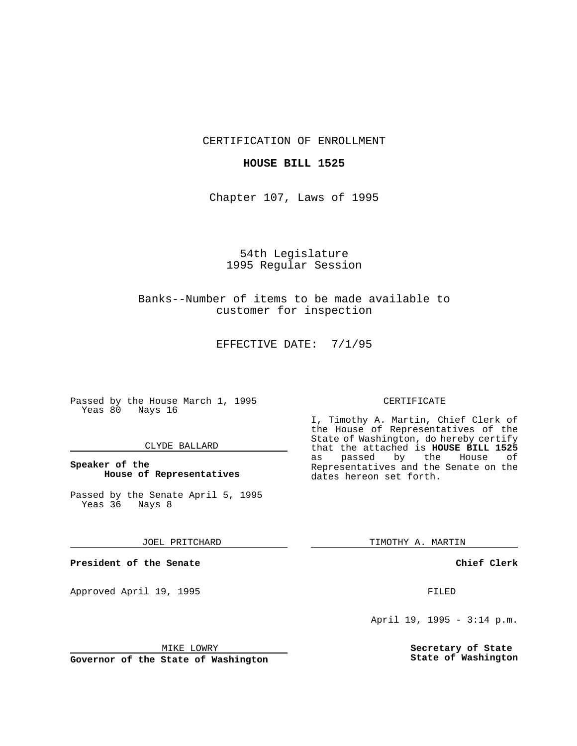CERTIFICATION OF ENROLLMENT

**HOUSE BILL 1525**

Chapter 107, Laws of 1995

54th Legislature
1995 Regular Session

Banks--Number of items to be made available to customer for inspection

EFFECTIVE DATE: 7/1/95

Passed by the House March 1, 1995
Yeas 80 Nays 16

CLYDE BALLARD

**Speaker of the House of Representatives**

Passed by the Senate April 5, 1995
Yeas 36 Nays 8

JOEL PRITCHARD

**President of the Senate**

Approved April 19, 1995

MIKE LOWRY

**Governor of the State of Washington**

CERTIFICATE

I, Timothy A. Martin, Chief Clerk of the House of Representatives of the State of Washington, do hereby certify that the attached is **HOUSE BILL 1525** as passed by the House of Representatives and the Senate on the dates hereon set forth.

TIMOTHY A. MARTIN

**Chief Clerk**

FILED

April 19, 1995 - 3:14 p.m.

**Secretary of State**
**State of Washington**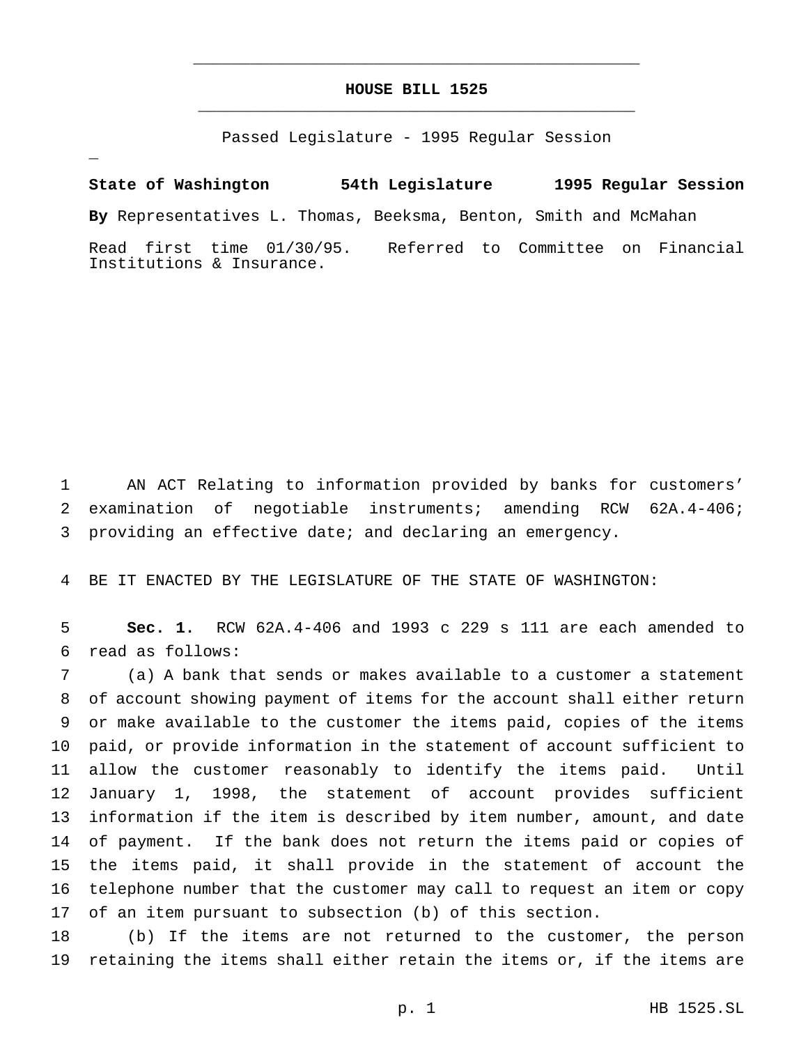# HOUSE BILL 1525

Passed Legislature - 1995 Regular Session

**State of Washington 54th Legislature 1995 Regular Session**

**By** Representatives L. Thomas, Beeksma, Benton, Smith and McMahan

Read first time 01/30/95. Referred to Committee on Financial Institutions & Insurance.

AN ACT Relating to information provided by banks for customers' examination of negotiable instruments; amending RCW 62A.4-406; providing an effective date; and declaring an emergency.

BE IT ENACTED BY THE LEGISLATURE OF THE STATE OF WASHINGTON:

**Sec. 1.** RCW 62A.4-406 and 1993 c 229 s 111 are each amended to read as follows:

(a) A bank that sends or makes available to a customer a statement of account showing payment of items for the account shall either return or make available to the customer the items paid, copies of the items paid, or provide information in the statement of account sufficient to allow the customer reasonably to identify the items paid. Until January 1, 1998, the statement of account provides sufficient information if the item is described by item number, amount, and date of payment. If the bank does not return the items paid or copies of the items paid, it shall provide in the statement of account the telephone number that the customer may call to request an item or copy of an item pursuant to subsection (b) of this section.

(b) If the items are not returned to the customer, the person retaining the items shall either retain the items or, if the items are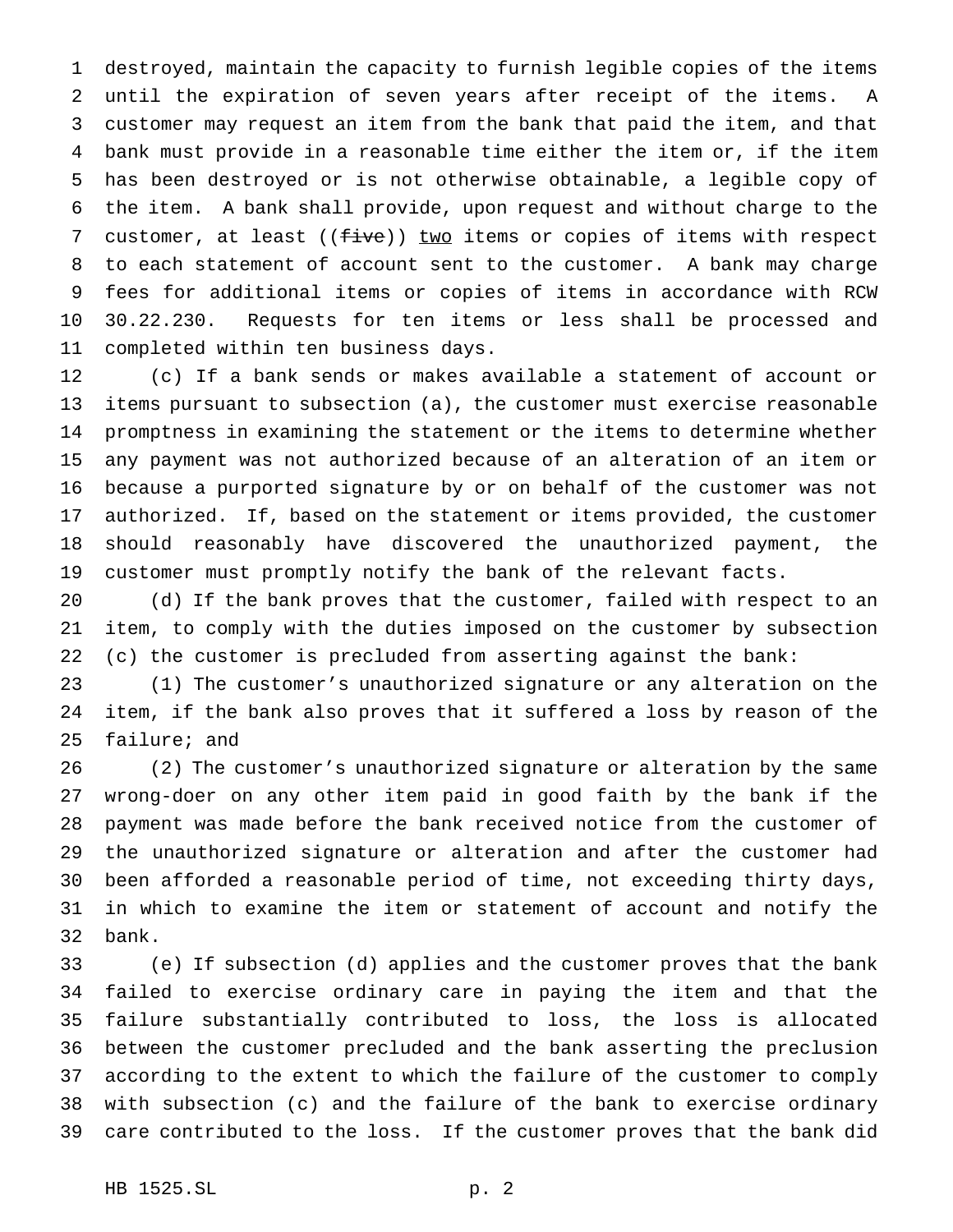destroyed, maintain the capacity to furnish legible copies of the items until the expiration of seven years after receipt of the items. A customer may request an item from the bank that paid the item, and that bank must provide in a reasonable time either the item or, if the item has been destroyed or is not otherwise obtainable, a legible copy of the item. A bank shall provide, upon request and without charge to the customer, at least ((~~five~~)) <u>two</u> items or copies of items with respect to each statement of account sent to the customer. A bank may charge fees for additional items or copies of items in accordance with RCW 30.22.230. Requests for ten items or less shall be processed and completed within ten business days.

(c) If a bank sends or makes available a statement of account or items pursuant to subsection (a), the customer must exercise reasonable promptness in examining the statement or the items to determine whether any payment was not authorized because of an alteration of an item or because a purported signature by or on behalf of the customer was not authorized. If, based on the statement or items provided, the customer should reasonably have discovered the unauthorized payment, the customer must promptly notify the bank of the relevant facts.

(d) If the bank proves that the customer, failed with respect to an item, to comply with the duties imposed on the customer by subsection (c) the customer is precluded from asserting against the bank:

(1) The customer's unauthorized signature or any alteration on the item, if the bank also proves that it suffered a loss by reason of the failure; and

(2) The customer's unauthorized signature or alteration by the same wrong-doer on any other item paid in good faith by the bank if the payment was made before the bank received notice from the customer of the unauthorized signature or alteration and after the customer had been afforded a reasonable period of time, not exceeding thirty days, in which to examine the item or statement of account and notify the bank.

(e) If subsection (d) applies and the customer proves that the bank failed to exercise ordinary care in paying the item and that the failure substantially contributed to loss, the loss is allocated between the customer precluded and the bank asserting the preclusion according to the extent to which the failure of the customer to comply with subsection (c) and the failure of the bank to exercise ordinary care contributed to the loss. If the customer proves that the bank did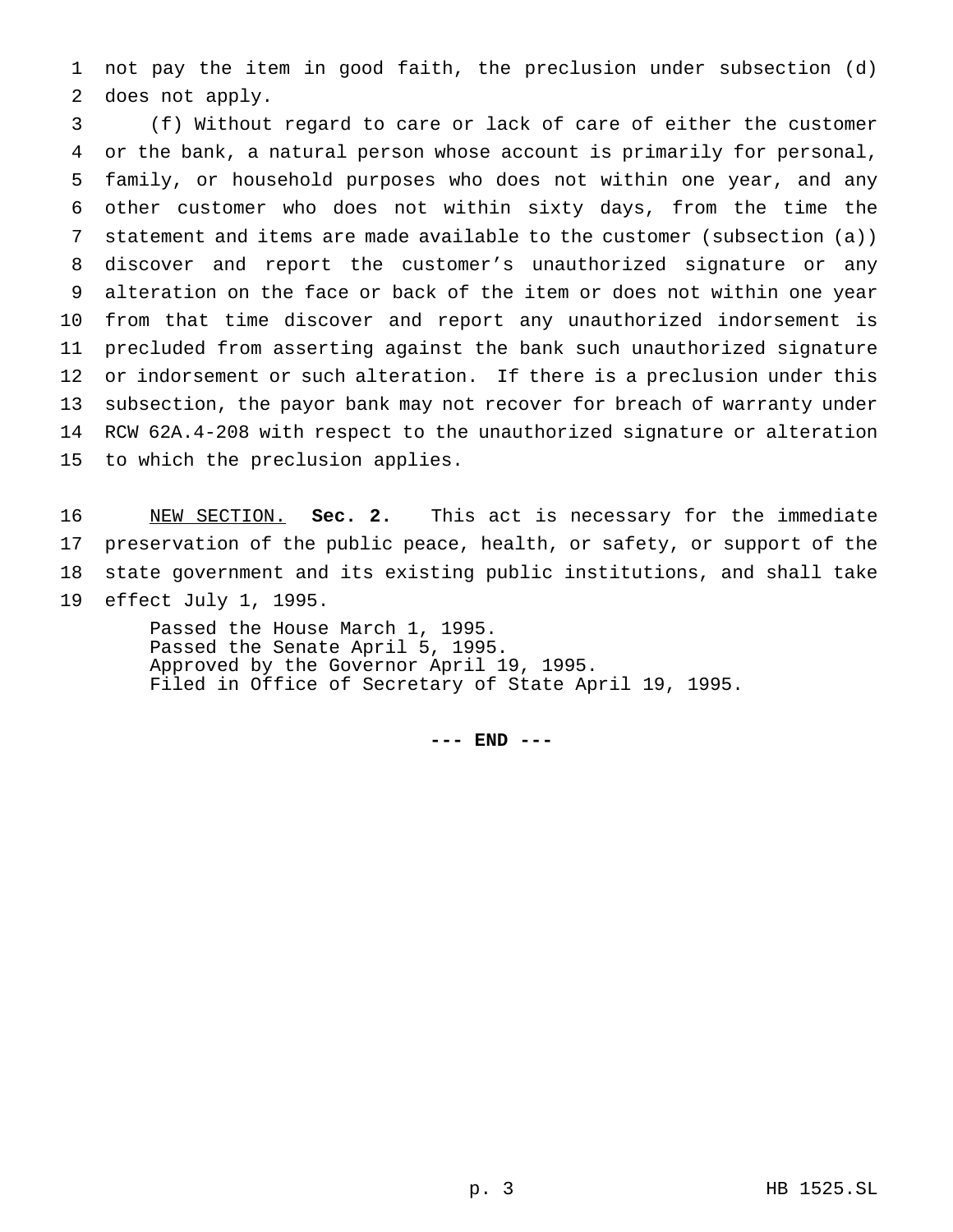not pay the item in good faith, the preclusion under subsection (d) does not apply.

(f) Without regard to care or lack of care of either the customer or the bank, a natural person whose account is primarily for personal, family, or household purposes who does not within one year, and any other customer who does not within sixty days, from the time the statement and items are made available to the customer (subsection (a)) discover and report the customer's unauthorized signature or any alteration on the face or back of the item or does not within one year from that time discover and report any unauthorized indorsement is precluded from asserting against the bank such unauthorized signature or indorsement or such alteration. If there is a preclusion under this subsection, the payor bank may not recover for breach of warranty under RCW 62A.4-208 with respect to the unauthorized signature or alteration to which the preclusion applies.

NEW SECTION. **Sec. 2.** This act is necessary for the immediate preservation of the public peace, health, or safety, or support of the state government and its existing public institutions, and shall take effect July 1, 1995.

Passed the House March 1, 1995.
Passed the Senate April 5, 1995.
Approved by the Governor April 19, 1995.
Filed in Office of Secretary of State April 19, 1995.

**--- END ---**